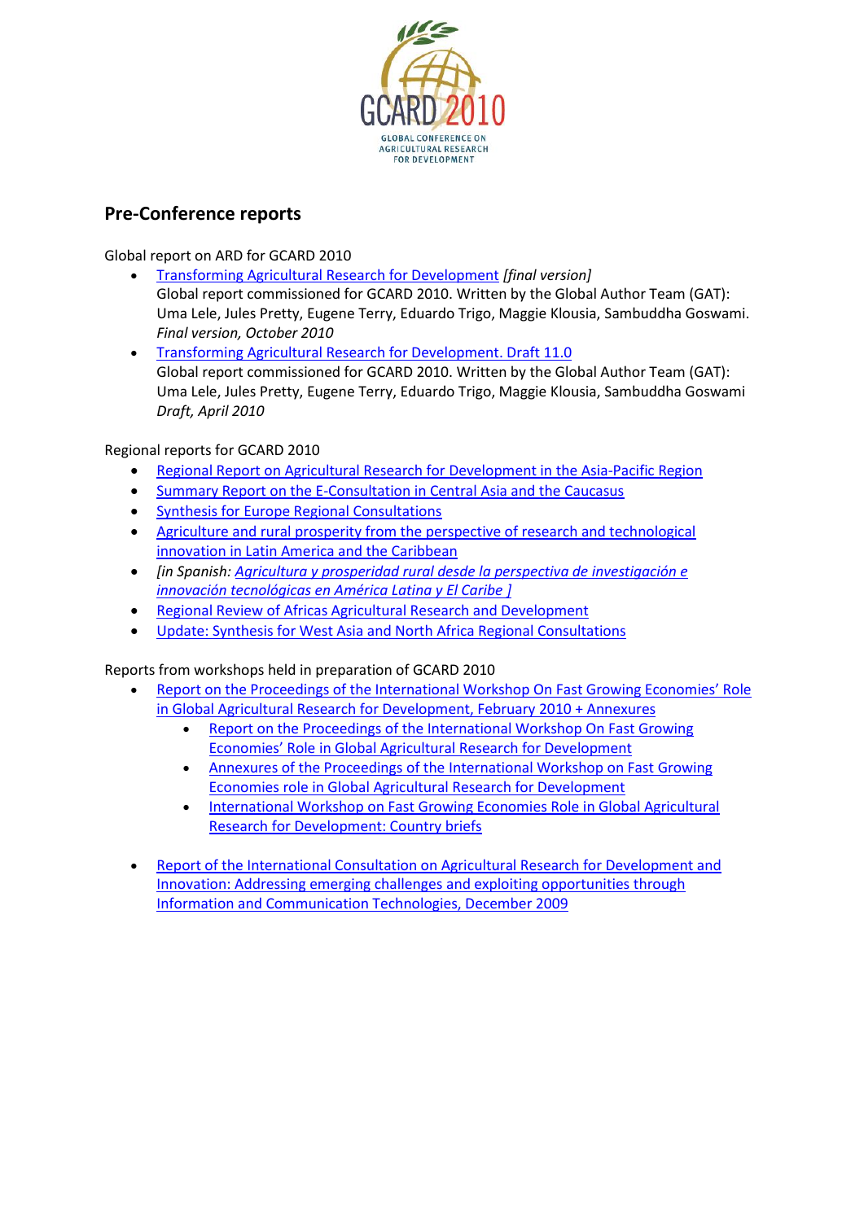## Pre-Conference reports

Global report on ARD for GCARD 2010

- Transforming Agricultural Research for Development *[final version]*
  Global report commissioned for GCARD 2010. Written by the Global Author Team (GAT): Uma Lele, Jules Pretty, Eugene Terry, Eduardo Trigo, Maggie Klousia, Sambuddha Goswami.
  *Final version, October 2010*
- Transforming Agricultural Research for Development. Draft 11.0
  Global report commissioned for GCARD 2010. Written by the Global Author Team (GAT): Uma Lele, Jules Pretty, Eugene Terry, Eduardo Trigo, Maggie Klousia, Sambuddha Goswami
  *Draft, April 2010*

Regional reports for GCARD 2010

- Regional Report on Agricultural Research for Development in the Asia-Pacific Region
- Summary Report on the E-Consultation in Central Asia and the Caucasus
- Synthesis for Europe Regional Consultations
- Agriculture and rural prosperity from the perspective of research and technological innovation in Latin America and the Caribbean
- *[in Spanish: Agricultura y prosperidad rural desde la perspectiva de investigación e innovación tecnológicas en América Latina y El Caribe ]*
- Regional Review of Africas Agricultural Research and Development
- Update: Synthesis for West Asia and North Africa Regional Consultations

Reports from workshops held in preparation of GCARD 2010

- Report on the Proceedings of the International Workshop On Fast Growing Economies' Role in Global Agricultural Research for Development, February 2010 + Annexures
  - Report on the Proceedings of the International Workshop On Fast Growing Economies' Role in Global Agricultural Research for Development
  - Annexures of the Proceedings of the International Workshop on Fast Growing Economies role in Global Agricultural Research for Development
  - International Workshop on Fast Growing Economies Role in Global Agricultural Research for Development: Country briefs

- Report of the International Consultation on Agricultural Research for Development and Innovation: Addressing emerging challenges and exploiting opportunities through Information and Communication Technologies, December 2009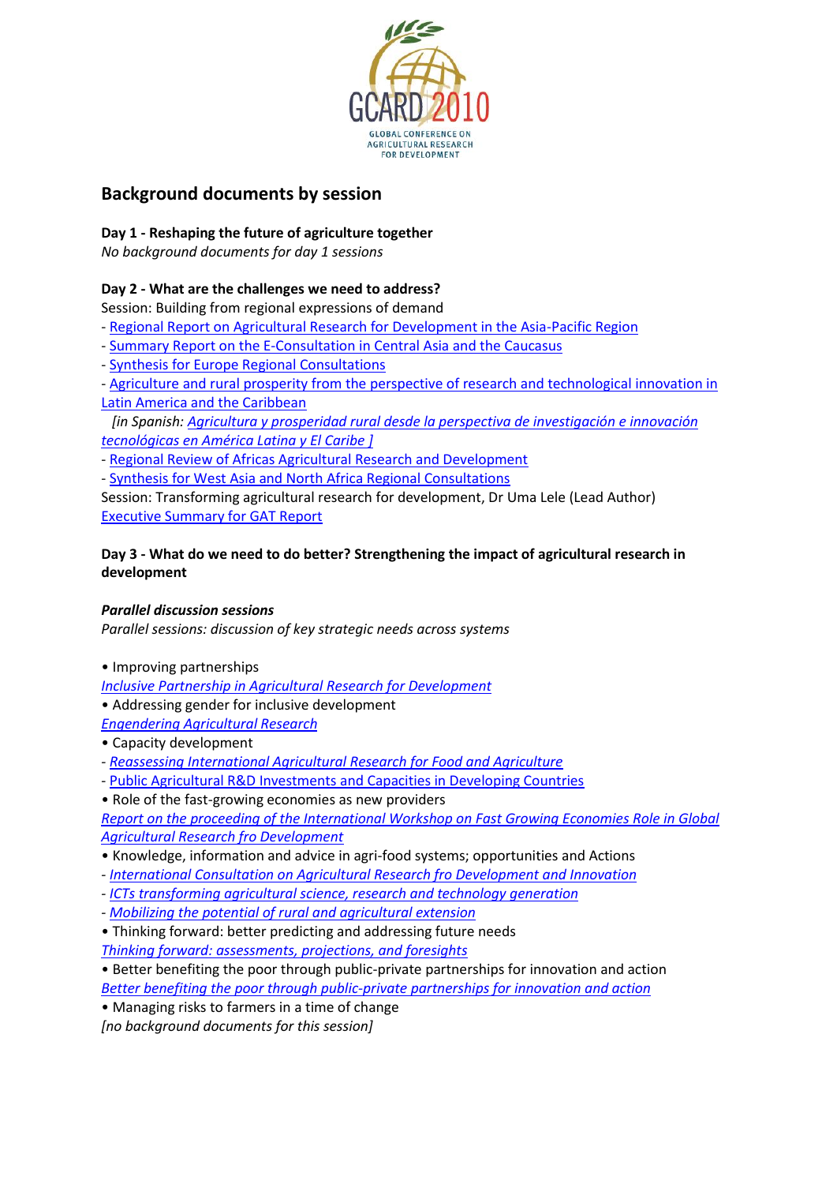## Background documents by session

**Day 1 - Reshaping the future of agriculture together**
*No background documents for day 1 sessions*

**Day 2 - What are the challenges we need to address?**
Session: Building from regional expressions of demand
- Regional Report on Agricultural Research for Development in the Asia-Pacific Region
- Summary Report on the E-Consultation in Central Asia and the Caucasus
- Synthesis for Europe Regional Consultations
- Agriculture and rural prosperity from the perspective of research and technological innovation in Latin America and the Caribbean
  *[in Spanish: Agricultura y prosperidad rural desde la perspectiva de investigación e innovación tecnológicas en América Latina y El Caribe ]*
- Regional Review of Africas Agricultural Research and Development
- Synthesis for West Asia and North Africa Regional Consultations

Session: Transforming agricultural research for development, Dr Uma Lele (Lead Author)
Executive Summary for GAT Report

**Day 3 - What do we need to do better? Strengthening the impact of agricultural research in development**

***Parallel discussion sessions***
*Parallel sessions: discussion of key strategic needs across systems*

• Improving partnerships
*Inclusive Partnership in Agricultural Research for Development*
• Addressing gender for inclusive development
*Engendering Agricultural Research*
• Capacity development
- *Reassessing International Agricultural Research for Food and Agriculture*
- Public Agricultural R&D Investments and Capacities in Developing Countries
• Role of the fast-growing economies as new providers
*Report on the proceeding of the International Workshop on Fast Growing Economies Role in Global Agricultural Research fro Development*
• Knowledge, information and advice in agri-food systems; opportunities and Actions
- *International Consultation on Agricultural Research fro Development and Innovation*
- *ICTs transforming agricultural science, research and technology generation*
- *Mobilizing the potential of rural and agricultural extension*
• Thinking forward: better predicting and addressing future needs
*Thinking forward: assessments, projections, and foresights*
• Better benefiting the poor through public-private partnerships for innovation and action
*Better benefiting the poor through public-private partnerships for innovation and action*
• Managing risks to farmers in a time of change
*[no background documents for this session]*